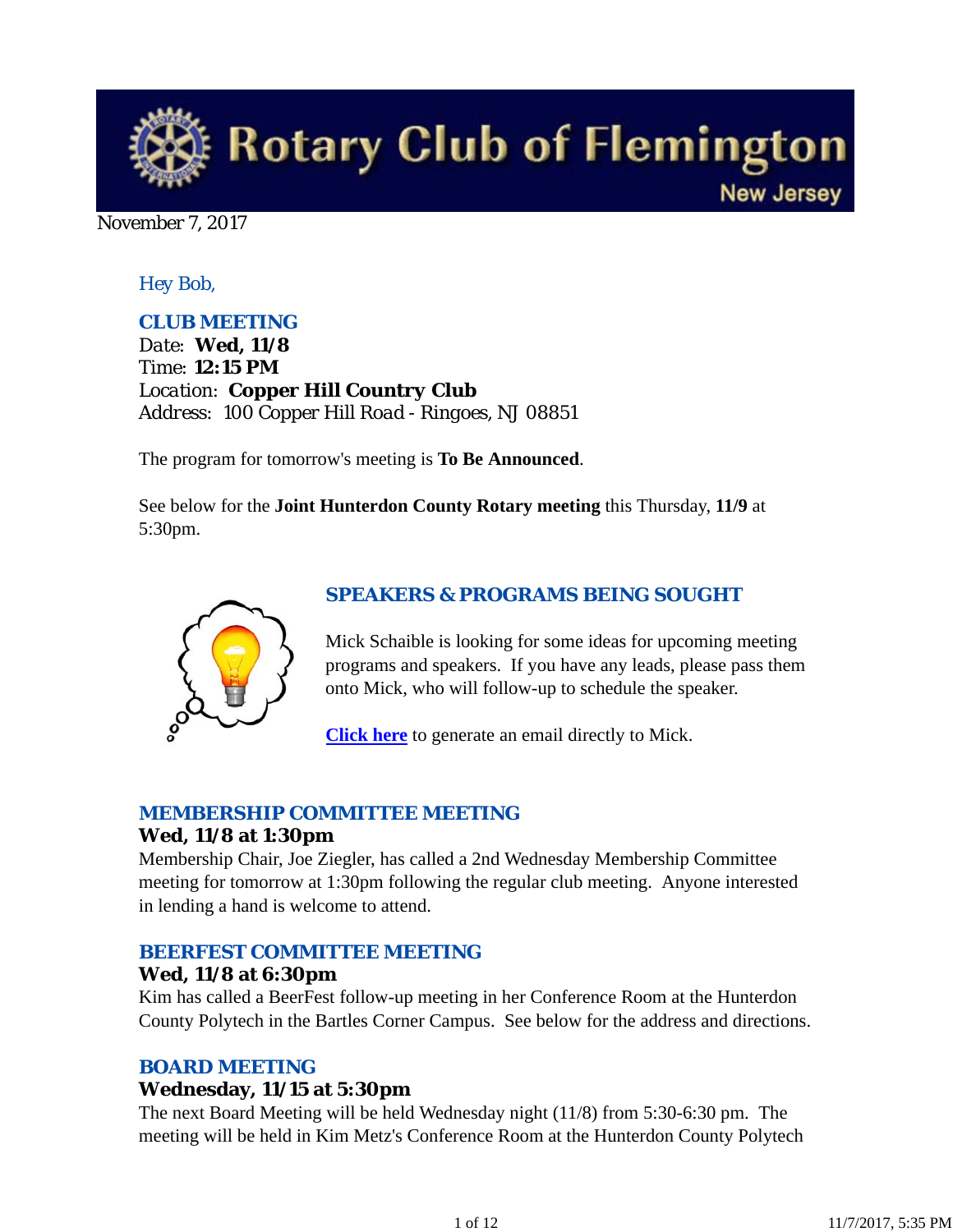# Rotary Club of Flemington New Jersey

November 7, 2017

Hey Bob,

### CLUB MEETING

Date: **Wed, 11/8**
Time: **12:15 PM**
Location: **Copper Hill Country Club**
Address: 100 Copper Hill Road - Ringoes, NJ 08851

The program for tomorrow's meeting is **To Be Announced**.

See below for the **Joint Hunterdon County Rotary meeting** this Thursday, **11/9** at 5:30pm.

### SPEAKERS & PROGRAMS BEING SOUGHT

Mick Schaible is looking for some ideas for upcoming meeting programs and speakers. If you have any leads, please pass them onto Mick, who will follow-up to schedule the speaker.

**Click here** to generate an email directly to Mick.

### MEMBERSHIP COMMITTEE MEETING

**Wed, 11/8 at 1:30pm**

Membership Chair, Joe Ziegler, has called a 2nd Wednesday Membership Committee meeting for tomorrow at 1:30pm following the regular club meeting. Anyone interested in lending a hand is welcome to attend.

### BEERFEST COMMITTEE MEETING

**Wed, 11/8 at 6:30pm**

Kim has called a BeerFest follow-up meeting in her Conference Room at the Hunterdon County Polytech in the Bartles Corner Campus. See below for the address and directions.

### BOARD MEETING

**Wednesday, 11/15 at 5:30pm**

The next Board Meeting will be held Wednesday night (11/8) from 5:30-6:30 pm. The meeting will be held in Kim Metz's Conference Room at the Hunterdon County Polytech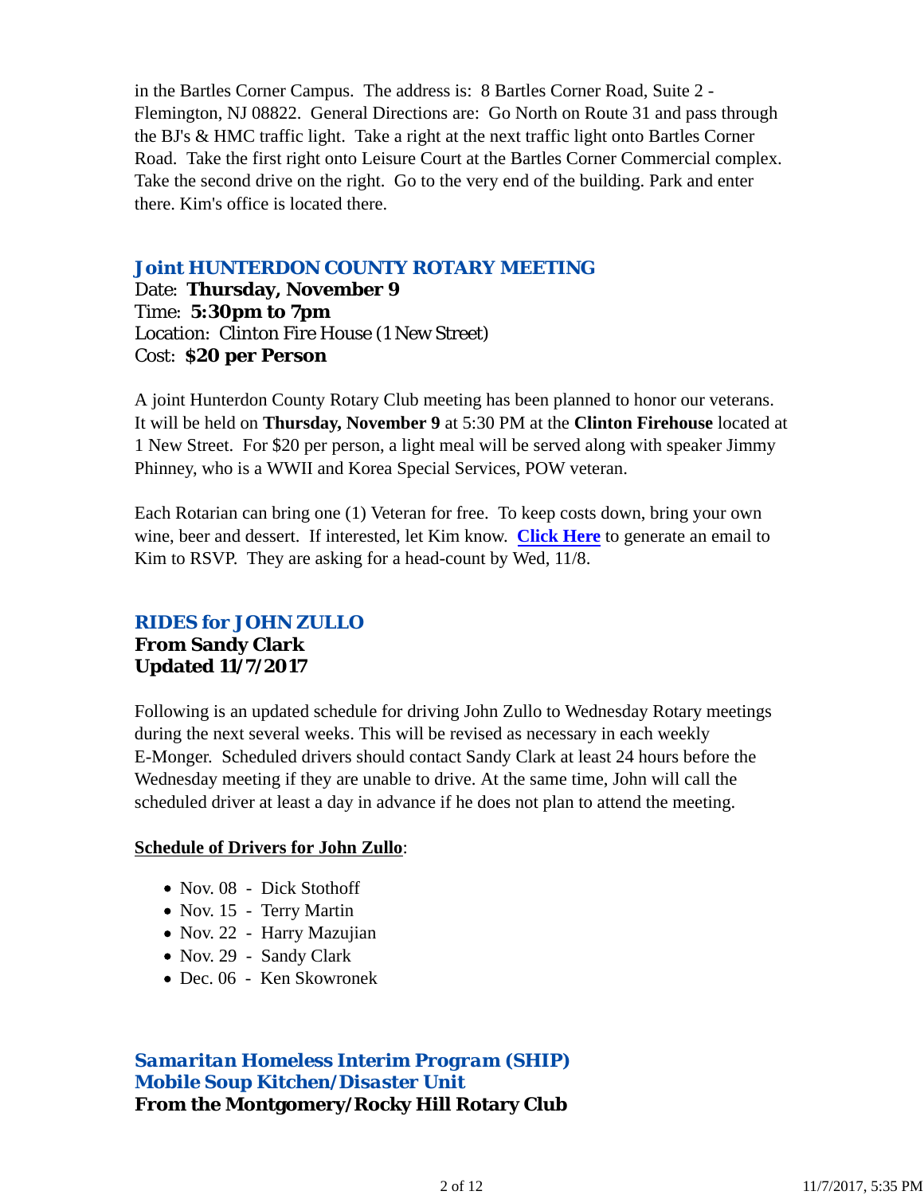in the Bartles Corner Campus. The address is: 8 Bartles Corner Road, Suite 2 - Flemington, NJ 08822. General Directions are: Go North on Route 31 and pass through the BJ's & HMC traffic light. Take a right at the next traffic light onto Bartles Corner Road. Take the first right onto Leisure Court at the Bartles Corner Commercial complex. Take the second drive on the right. Go to the very end of the building. Park and enter there. Kim's office is located there.

### *Joint HUNTERDON COUNTY ROTARY MEETING*

Date: **Thursday, November 9**
Time: **5:30pm to 7pm**
Location: Clinton Fire House (1 New Street)
Cost: **$20 per Person**

A joint Hunterdon County Rotary Club meeting has been planned to honor our veterans. It will be held on **Thursday, November 9** at 5:30 PM at the **Clinton Firehouse** located at 1 New Street. For $20 per person, a light meal will be served along with speaker Jimmy Phinney, who is a WWII and Korea Special Services, POW veteran.

Each Rotarian can bring one (1) Veteran for free. To keep costs down, bring your own wine, beer and dessert. If interested, let Kim know. **Click Here** to generate an email to Kim to RSVP. They are asking for a head-count by Wed, 11/8.

### *RIDES for JOHN ZULLO*

**From Sandy Clark**
**Updated 11/7/2017**

Following is an updated schedule for driving John Zullo to Wednesday Rotary meetings during the next several weeks. This will be revised as necessary in each weekly E-Monger. Scheduled drivers should contact Sandy Clark at least 24 hours before the Wednesday meeting if they are unable to drive. At the same time, John will call the scheduled driver at least a day in advance if he does not plan to attend the meeting.

**Schedule of Drivers for John Zullo**:

- Nov. 08 - Dick Stothoff
- Nov. 15 - Terry Martin
- Nov. 22 - Harry Mazujian
- Nov. 29 - Sandy Clark
- Dec. 06 - Ken Skowronek

### *Samaritan Homeless Interim Program (SHIP) Mobile Soup Kitchen/Disaster Unit*

**From the Montgomery/Rocky Hill Rotary Club**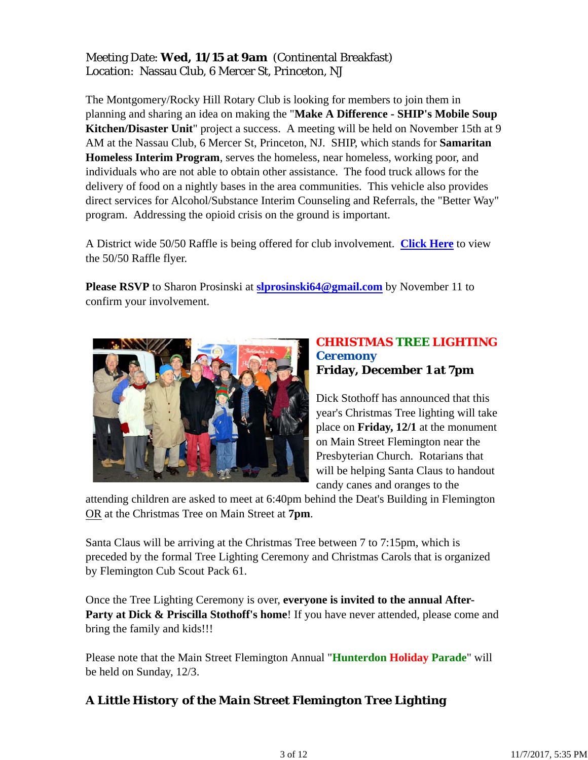Meeting Date: **Wed, 11/15 at 9am** (Continental Breakfast)
Location: Nassau Club, 6 Mercer St, Princeton, NJ

The Montgomery/Rocky Hill Rotary Club is looking for members to join them in planning and sharing an idea on making the "**Make A Difference - SHIP's Mobile Soup Kitchen/Disaster Unit**" project a success. A meeting will be held on November 15th at 9 AM at the Nassau Club, 6 Mercer St, Princeton, NJ. SHIP, which stands for **Samaritan Homeless Interim Program**, serves the homeless, near homeless, working poor, and individuals who are not able to obtain other assistance. The food truck allows for the delivery of food on a nightly bases in the area communities. This vehicle also provides direct services for Alcohol/Substance Interim Counseling and Referrals, the "Better Way" program. Addressing the opioid crisis on the ground is important.

A District wide 50/50 Raffle is being offered for club involvement. **Click Here** to view the 50/50 Raffle flyer.

**Please RSVP** to Sharon Prosinski at **slprosinski64@gmail.com** by November 11 to confirm your involvement.

## CHRISTMAS TREE LIGHTING Ceremony

**Friday, December 1 at 7pm**

Dick Stothoff has announced that this year's Christmas Tree lighting will take place on **Friday, 12/1** at the monument on Main Street Flemington near the Presbyterian Church. Rotarians that will be helping Santa Claus to handout candy canes and oranges to the attending children are asked to meet at 6:40pm behind the Deat's Building in Flemington OR at the Christmas Tree on Main Street at **7pm**.

Santa Claus will be arriving at the Christmas Tree between 7 to 7:15pm, which is preceded by the formal Tree Lighting Ceremony and Christmas Carols that is organized by Flemington Cub Scout Pack 61.

Once the Tree Lighting Ceremony is over, **everyone is invited to the annual After-Party at Dick & Priscilla Stothoff's home**! If you have never attended, please come and bring the family and kids!!!

Please note that the Main Street Flemington Annual "**Hunterdon Holiday Parade**" will be held on Sunday, 12/3.

### A Little History of the Main Street Flemington Tree Lighting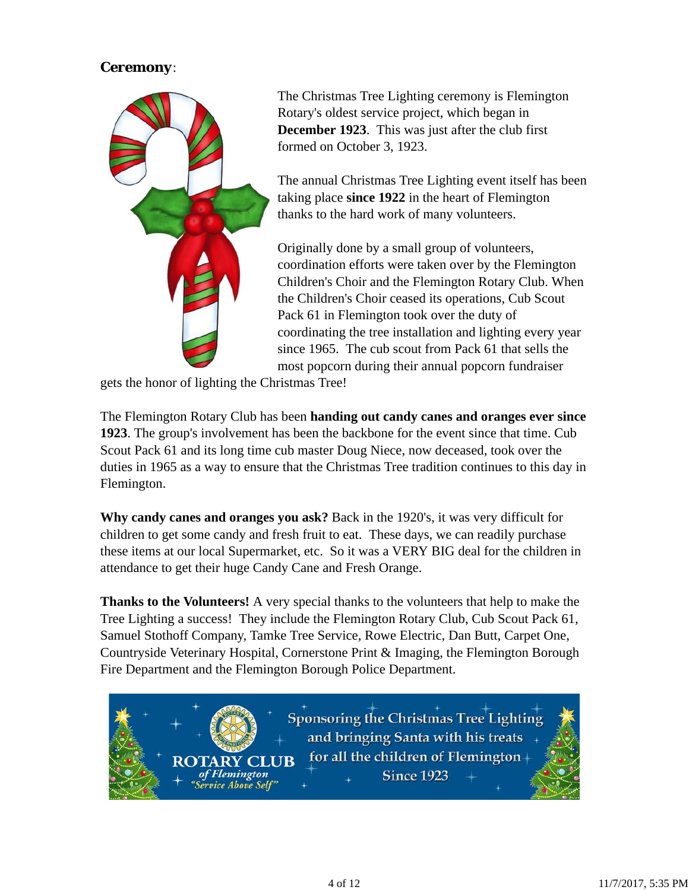**Ceremony**:

The Christmas Tree Lighting ceremony is Flemington Rotary's oldest service project, which began in **December 1923**. This was just after the club first formed on October 3, 1923.

The annual Christmas Tree Lighting event itself has been taking place **since 1922** in the heart of Flemington thanks to the hard work of many volunteers.

Originally done by a small group of volunteers, coordination efforts were taken over by the Flemington Children's Choir and the Flemington Rotary Club. When the Children's Choir ceased its operations, Cub Scout Pack 61 in Flemington took over the duty of coordinating the tree installation and lighting every year since 1965. The cub scout from Pack 61 that sells the most popcorn during their annual popcorn fundraiser gets the honor of lighting the Christmas Tree!

The Flemington Rotary Club has been **handing out candy canes and oranges ever since 1923**. The group's involvement has been the backbone for the event since that time. Cub Scout Pack 61 and its long time cub master Doug Niece, now deceased, took over the duties in 1965 as a way to ensure that the Christmas Tree tradition continues to this day in Flemington.

**Why candy canes and oranges you ask?** Back in the 1920's, it was very difficult for children to get some candy and fresh fruit to eat. These days, we can readily purchase these items at our local Supermarket, etc. So it was a VERY BIG deal for the children in attendance to get their huge Candy Cane and Fresh Orange.

**Thanks to the Volunteers!** A very special thanks to the volunteers that help to make the Tree Lighting a success! They include the Flemington Rotary Club, Cub Scout Pack 61, Samuel Stothoff Company, Tamke Tree Service, Rowe Electric, Dan Butt, Carpet One, Countryside Veterinary Hospital, Cornerstone Print & Imaging, the Flemington Borough Fire Department and the Flemington Borough Police Department.

ROTARY CLUB *of Flemington* *"Service Above Self"*

Sponsoring the Christmas Tree Lighting and bringing Santa with his treats for all the children of Flemington Since 1923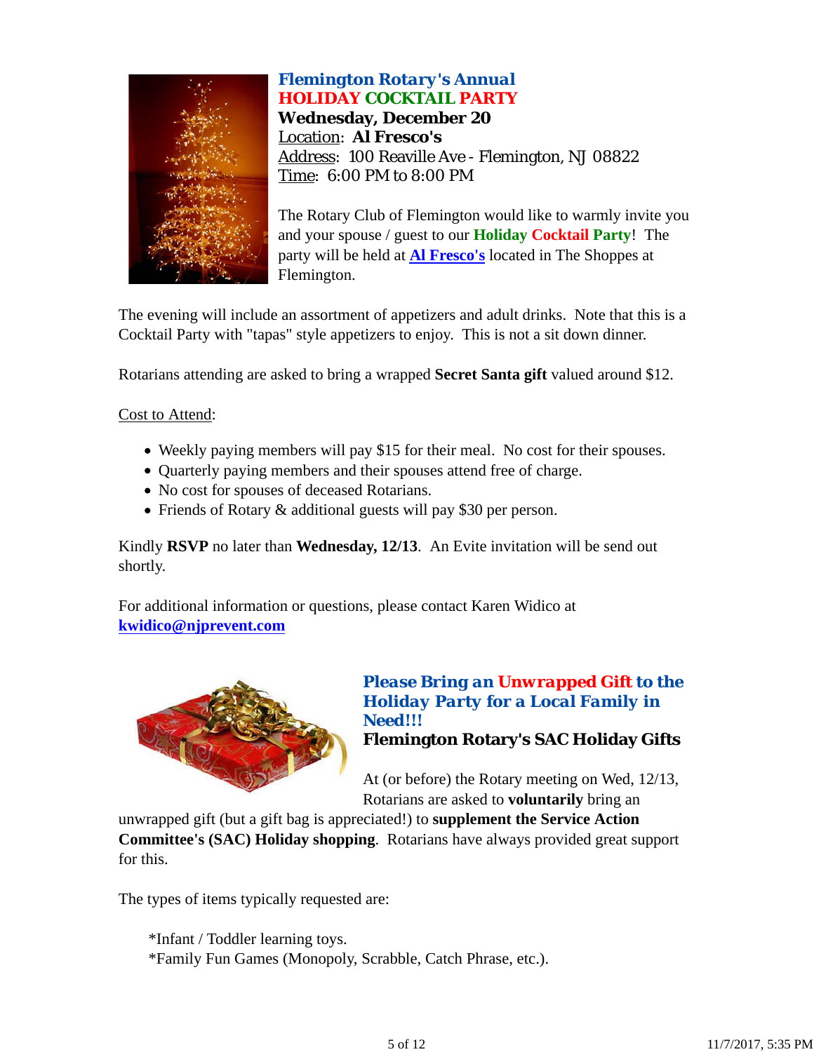## Flemington Rotary's Annual
## HOLIDAY COCKTAIL PARTY

**Wednesday, December 20**
Location: **Al Fresco's**
Address: 100 Reaville Ave - Flemington, NJ 08822
Time: 6:00 PM to 8:00 PM

The Rotary Club of Flemington would like to warmly invite you and your spouse / guest to our **Holiday Cocktail Party**! The party will be held at **Al Fresco's** located in The Shoppes at Flemington.

The evening will include an assortment of appetizers and adult drinks. Note that this is a Cocktail Party with "tapas" style appetizers to enjoy. This is not a sit down dinner.

Rotarians attending are asked to bring a wrapped **Secret Santa gift** valued around $12.

Cost to Attend:

- Weekly paying members will pay $15 for their meal. No cost for their spouses.
- Quarterly paying members and their spouses attend free of charge.
- No cost for spouses of deceased Rotarians.
- Friends of Rotary & additional guests will pay $30 per person.

Kindly **RSVP** no later than **Wednesday, 12/13**. An Evite invitation will be send out shortly.

For additional information or questions, please contact Karen Widico at **kwidico@njprevent.com**

## Please Bring an Unwrapped Gift to the Holiday Party for a Local Family in Need!!!

**Flemington Rotary's SAC Holiday Gifts**

At (or before) the Rotary meeting on Wed, 12/13, Rotarians are asked to **voluntarily** bring an unwrapped gift (but a gift bag is appreciated!) to **supplement the Service Action Committee's (SAC) Holiday shopping**. Rotarians have always provided great support for this.

The types of items typically requested are:

*Infant / Toddler learning toys.
*Family Fun Games (Monopoly, Scrabble, Catch Phrase, etc.).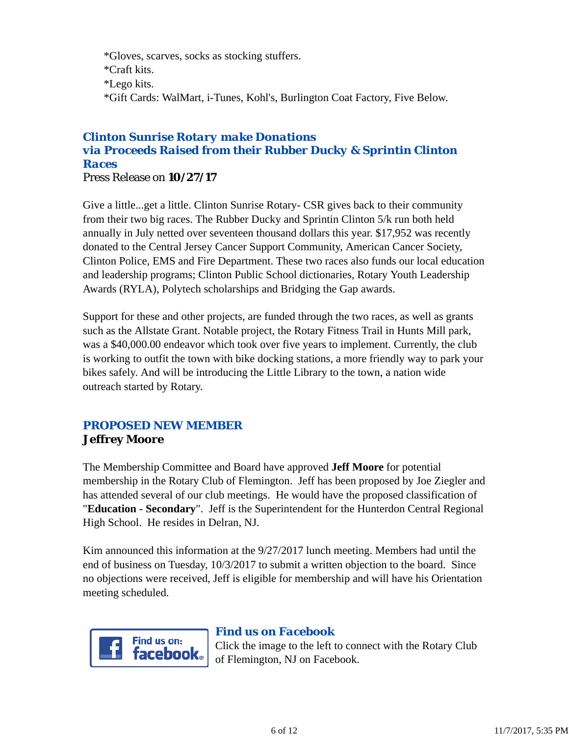*Gloves, scarves, socks as stocking stuffers.
*Craft kits.
*Lego kits.
*Gift Cards: WalMart, i-Tunes, Kohl's, Burlington Coat Factory, Five Below.

### *Clinton Sunrise Rotary make Donations via Proceeds Raised from their Rubber Ducky & Sprintin Clinton Races*

Press Release on **10/27/17**

Give a little...get a little. Clinton Sunrise Rotary- CSR gives back to their community from their two big races. The Rubber Ducky and Sprintin Clinton 5/k run both held annually in July netted over seventeen thousand dollars this year. $17,952 was recently donated to the Central Jersey Cancer Support Community, American Cancer Society, Clinton Police, EMS and Fire Department. These two races also funds our local education and leadership programs; Clinton Public School dictionaries, Rotary Youth Leadership Awards (RYLA), Polytech scholarships and Bridging the Gap awards.

Support for these and other projects, are funded through the two races, as well as grants such as the Allstate Grant. Notable project, the Rotary Fitness Trail in Hunts Mill park, was a $40,000.00 endeavor which took over five years to implement. Currently, the club is working to outfit the town with bike docking stations, a more friendly way to park your bikes safely. And will be introducing the Little Library to the town, a nation wide outreach started by Rotary.

### PROPOSED NEW MEMBER

**Jeffrey Moore**

The Membership Committee and Board have approved **Jeff Moore** for potential membership in the Rotary Club of Flemington. Jeff has been proposed by Joe Ziegler and has attended several of our club meetings. He would have the proposed classification of "**Education - Secondary**". Jeff is the Superintendent for the Hunterdon Central Regional High School. He resides in Delran, NJ.

Kim announced this information at the 9/27/2017 lunch meeting. Members had until the end of business on Tuesday, 10/3/2017 to submit a written objection to the board. Since no objections were received, Jeff is eligible for membership and will have his Orientation meeting scheduled.

### *Find us on Facebook*

Click the image to the left to connect with the Rotary Club of Flemington, NJ on Facebook.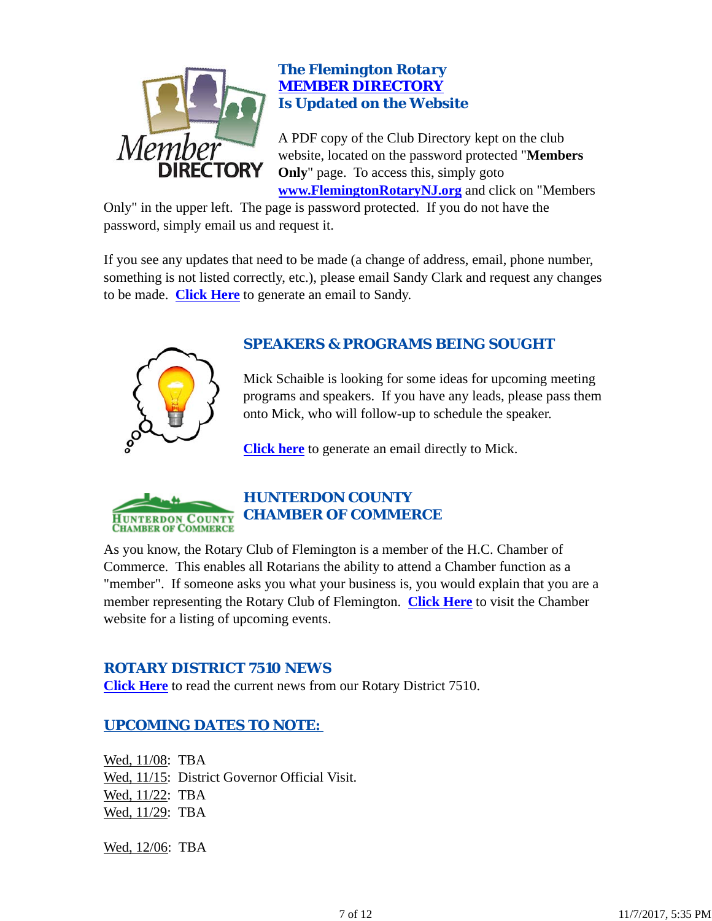## The Flemington Rotary MEMBER DIRECTORY Is Updated on the Website

A PDF copy of the Club Directory kept on the club website, located on the password protected "**Members Only**" page. To access this, simply goto **www.FlemingtonRotaryNJ.org** and click on "Members Only" in the upper left. The page is password protected. If you do not have the password, simply email us and request it.

If you see any updates that need to be made (a change of address, email, phone number, something is not listed correctly, etc.), please email Sandy Clark and request any changes to be made. **Click Here** to generate an email to Sandy.

## SPEAKERS & PROGRAMS BEING SOUGHT

Mick Schaible is looking for some ideas for upcoming meeting programs and speakers. If you have any leads, please pass them onto Mick, who will follow-up to schedule the speaker.

**Click here** to generate an email directly to Mick.

## HUNTERDON COUNTY CHAMBER OF COMMERCE

As you know, the Rotary Club of Flemington is a member of the H.C. Chamber of Commerce. This enables all Rotarians the ability to attend a Chamber function as a "member". If someone asks you what your business is, you would explain that you are a member representing the Rotary Club of Flemington. **Click Here** to visit the Chamber website for a listing of upcoming events.

## ROTARY DISTRICT 7510 NEWS

**Click Here** to read the current news from our Rotary District 7510.

## UPCOMING DATES TO NOTE:

Wed, 11/08: TBA
Wed, 11/15: District Governor Official Visit.
Wed, 11/22: TBA
Wed, 11/29: TBA

Wed, 12/06: TBA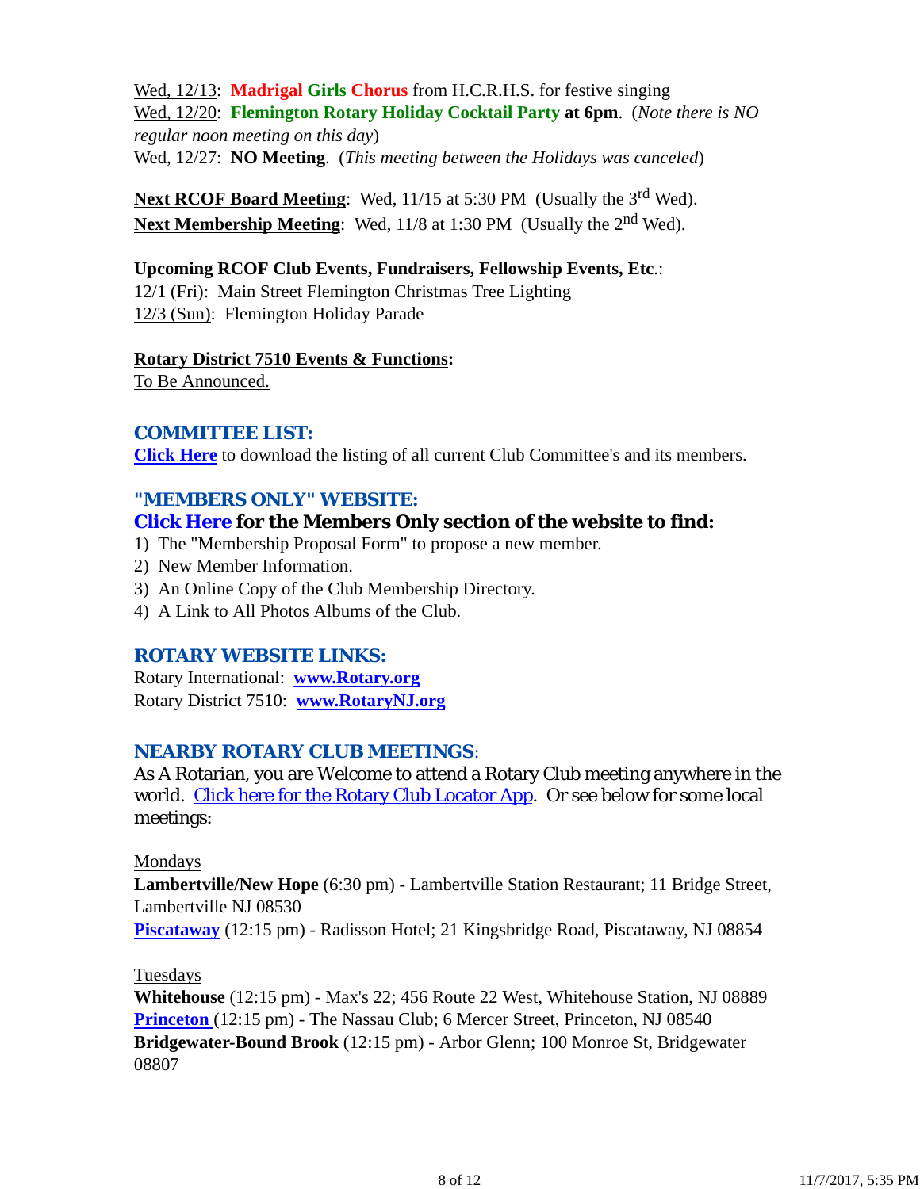Wed, 12/13: **Madrigal Girls Chorus** from H.C.R.H.S. for festive singing
Wed, 12/20: **Flemington Rotary Holiday Cocktail Party at 6pm**. (*Note there is NO regular noon meeting on this day*)
Wed, 12/27: **NO Meeting**. (*This meeting between the Holidays was canceled*)

**Next RCOF Board Meeting**: Wed, 11/15 at 5:30 PM (Usually the 3rd Wed).
**Next Membership Meeting**: Wed, 11/8 at 1:30 PM (Usually the 2nd Wed).

**Upcoming RCOF Club Events, Fundraisers, Fellowship Events, Etc**.:
12/1 (Fri): Main Street Flemington Christmas Tree Lighting
12/3 (Sun): Flemington Holiday Parade

**Rotary District 7510 Events & Functions:**
To Be Announced.

## COMMITTEE LIST:

**Click Here** to download the listing of all current Club Committee's and its members.

## "MEMBERS ONLY" WEBSITE:

**Click Here for the Members Only section of the website to find:**

1) The "Membership Proposal Form" to propose a new member.
2) New Member Information.
3) An Online Copy of the Club Membership Directory.
4) A Link to All Photos Albums of the Club.

## ROTARY WEBSITE LINKS:

Rotary International: **www.Rotary.org**
Rotary District 7510: **www.RotaryNJ.org**

## NEARBY ROTARY CLUB MEETINGS:

As A Rotarian, you are Welcome to attend a Rotary Club meeting anywhere in the world. Click here for the Rotary Club Locator App. Or see below for some local meetings:

Mondays
**Lambertville/New Hope** (6:30 pm) - Lambertville Station Restaurant; 11 Bridge Street, Lambertville NJ 08530
**Piscataway** (12:15 pm) - Radisson Hotel; 21 Kingsbridge Road, Piscataway, NJ 08854

Tuesdays
**Whitehouse** (12:15 pm) - Max's 22; 456 Route 22 West, Whitehouse Station, NJ 08889
**Princeton** (12:15 pm) - The Nassau Club; 6 Mercer Street, Princeton, NJ 08540
**Bridgewater-Bound Brook** (12:15 pm) - Arbor Glenn; 100 Monroe St, Bridgewater 08807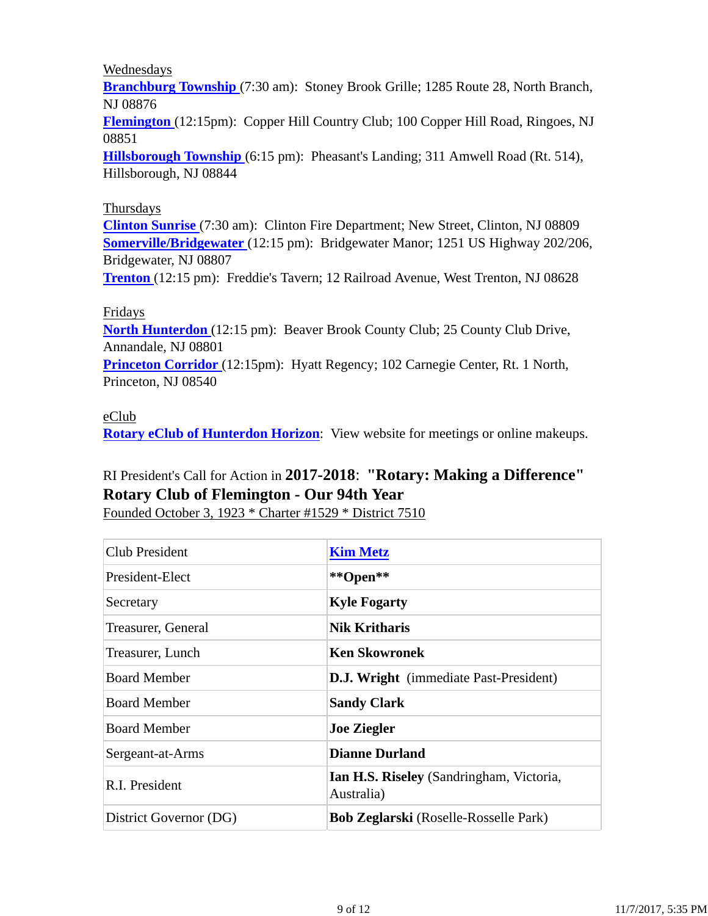Wednesdays
**Branchburg Township** (7:30 am): Stoney Brook Grille; 1285 Route 28, North Branch, NJ 08876
**Flemington** (12:15pm): Copper Hill Country Club; 100 Copper Hill Road, Ringoes, NJ 08851
**Hillsborough Township** (6:15 pm): Pheasant's Landing; 311 Amwell Road (Rt. 514), Hillsborough, NJ 08844

Thursdays
**Clinton Sunrise** (7:30 am): Clinton Fire Department; New Street, Clinton, NJ 08809
**Somerville/Bridgewater** (12:15 pm): Bridgewater Manor; 1251 US Highway 202/206, Bridgewater, NJ 08807
**Trenton** (12:15 pm): Freddie's Tavern; 12 Railroad Avenue, West Trenton, NJ 08628

Fridays
**North Hunterdon** (12:15 pm): Beaver Brook County Club; 25 County Club Drive, Annandale, NJ 08801
**Princeton Corridor** (12:15pm): Hyatt Regency; 102 Carnegie Center, Rt. 1 North, Princeton, NJ 08540

eClub
**Rotary eClub of Hunterdon Horizon**: View website for meetings or online makeups.

RI President's Call for Action in **2017-2018**: **"Rotary: Making a Difference"**
**Rotary Club of Flemington - Our 94th Year**
Founded October 3, 1923 * Charter #1529 * District 7510

| | |
|---|---|
| Club President | **Kim Metz** |
| President-Elect | **\*\*Open\*\*** |
| Secretary | **Kyle Fogarty** |
| Treasurer, General | **Nik Kritharis** |
| Treasurer, Lunch | **Ken Skowronek** |
| Board Member | **D.J. Wright** (immediate Past-President) |
| Board Member | **Sandy Clark** |
| Board Member | **Joe Ziegler** |
| Sergeant-at-Arms | **Dianne Durland** |
| R.I. President | **Ian H.S. Riseley** (Sandringham, Victoria, Australia) |
| District Governor (DG) | **Bob Zeglarski** (Roselle-Rosselle Park) |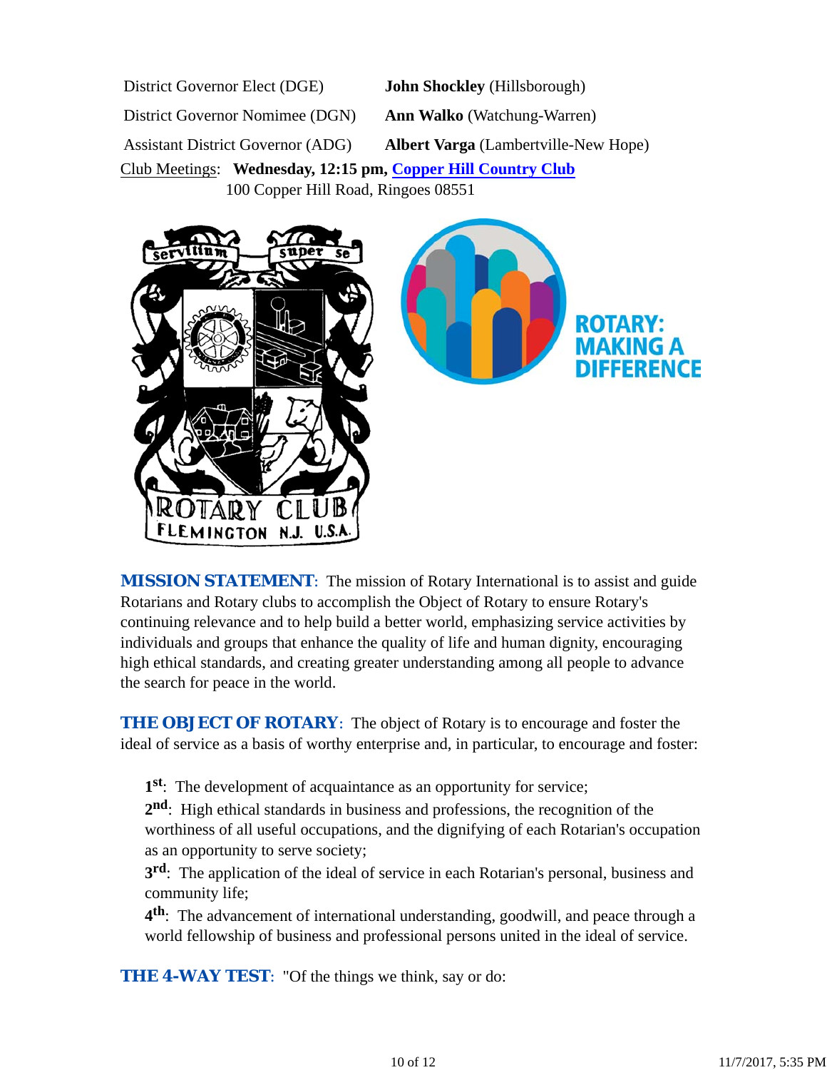| | |
|---|---|
| District Governor Elect (DGE) | **John Shockley** (Hillsborough) |
| District Governor Nominee (DGN) | **Ann Walko** (Watchung-Warren) |
| Assistant District Governor (ADG) | **Albert Varga** (Lambertville-New Hope) |

Club Meetings: **Wednesday, 12:15 pm, Copper Hill Country Club**
100 Copper Hill Road, Ringoes 08551

**MISSION STATEMENT**: The mission of Rotary International is to assist and guide Rotarians and Rotary clubs to accomplish the Object of Rotary to ensure Rotary's continuing relevance and to help build a better world, emphasizing service activities by individuals and groups that enhance the quality of life and human dignity, encouraging high ethical standards, and creating greater understanding among all people to advance the search for peace in the world.

**THE OBJECT OF ROTARY**: The object of Rotary is to encourage and foster the ideal of service as a basis of worthy enterprise and, in particular, to encourage and foster:

**1st**: The development of acquaintance as an opportunity for service;
**2nd**: High ethical standards in business and professions, the recognition of the worthiness of all useful occupations, and the dignifying of each Rotarian's occupation as an opportunity to serve society;
**3rd**: The application of the ideal of service in each Rotarian's personal, business and community life;
**4th**: The advancement of international understanding, goodwill, and peace through a world fellowship of business and professional persons united in the ideal of service.

**THE 4-WAY TEST**: "Of the things we think, say or do: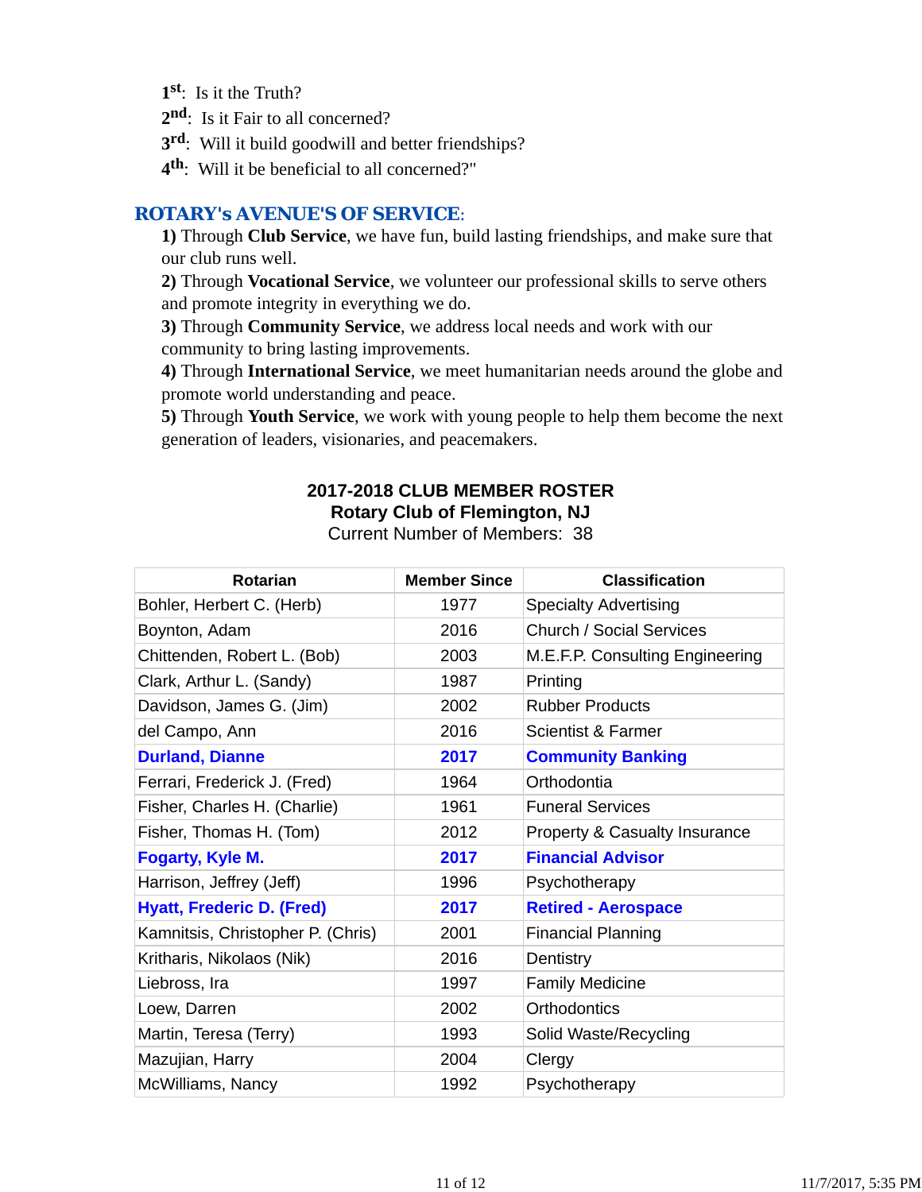1st: Is it the Truth?
2nd: Is it Fair to all concerned?
3rd: Will it build goodwill and better friendships?
4th: Will it be beneficial to all concerned?"

## ROTARY's AVENUE'S OF SERVICE:

**1)** Through **Club Service**, we have fun, build lasting friendships, and make sure that our club runs well.
**2)** Through **Vocational Service**, we volunteer our professional skills to serve others and promote integrity in everything we do.
**3)** Through **Community Service**, we address local needs and work with our community to bring lasting improvements.
**4)** Through **International Service**, we meet humanitarian needs around the globe and promote world understanding and peace.
**5)** Through **Youth Service**, we work with young people to help them become the next generation of leaders, visionaries, and peacemakers.

### 2017-2018 CLUB MEMBER ROSTER
### Rotary Club of Flemington, NJ
Current Number of Members: 38

| Rotarian | Member Since | Classification |
|---|---|---|
| Bohler, Herbert C. (Herb) | 1977 | Specialty Advertising |
| Boynton, Adam | 2016 | Church / Social Services |
| Chittenden, Robert L. (Bob) | 2003 | M.E.F.P. Consulting Engineering |
| Clark, Arthur L. (Sandy) | 1987 | Printing |
| Davidson, James G. (Jim) | 2002 | Rubber Products |
| del Campo, Ann | 2016 | Scientist & Farmer |
| **Durland, Dianne** | **2017** | **Community Banking** |
| Ferrari, Frederick J. (Fred) | 1964 | Orthodontia |
| Fisher, Charles H. (Charlie) | 1961 | Funeral Services |
| Fisher, Thomas H. (Tom) | 2012 | Property & Casualty Insurance |
| **Fogarty, Kyle M.** | **2017** | **Financial Advisor** |
| Harrison, Jeffrey (Jeff) | 1996 | Psychotherapy |
| **Hyatt, Frederic D. (Fred)** | **2017** | **Retired - Aerospace** |
| Kamnitsis, Christopher P. (Chris) | 2001 | Financial Planning |
| Kritharis, Nikolaos (Nik) | 2016 | Dentistry |
| Liebross, Ira | 1997 | Family Medicine |
| Loew, Darren | 2002 | Orthodontics |
| Martin, Teresa (Terry) | 1993 | Solid Waste/Recycling |
| Mazujian, Harry | 2004 | Clergy |
| McWilliams, Nancy | 1992 | Psychotherapy |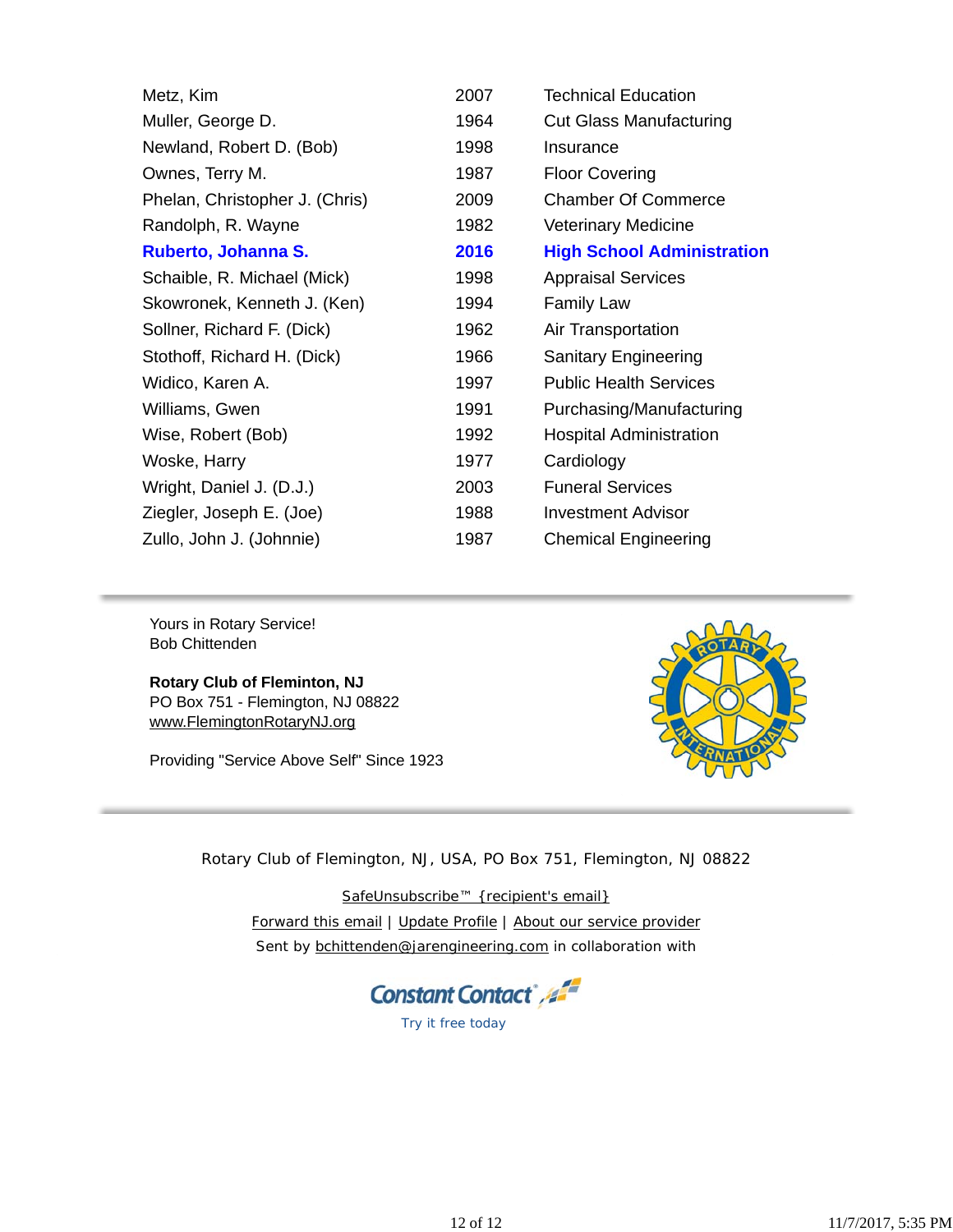| | | |
|---|---|---|
| Metz, Kim | 2007 | Technical Education |
| Muller, George D. | 1964 | Cut Glass Manufacturing |
| Newland, Robert D. (Bob) | 1998 | Insurance |
| Ownes, Terry M. | 1987 | Floor Covering |
| Phelan, Christopher J. (Chris) | 2009 | Chamber Of Commerce |
| Randolph, R. Wayne | 1982 | Veterinary Medicine |
| **Ruberto, Johanna S.** | **2016** | **High School Administration** |
| Schaible, R. Michael (Mick) | 1998 | Appraisal Services |
| Skowronek, Kenneth J. (Ken) | 1994 | Family Law |
| Sollner, Richard F. (Dick) | 1962 | Air Transportation |
| Stothoff, Richard H. (Dick) | 1966 | Sanitary Engineering |
| Widico, Karen A. | 1997 | Public Health Services |
| Williams, Gwen | 1991 | Purchasing/Manufacturing |
| Wise, Robert (Bob) | 1992 | Hospital Administration |
| Woske, Harry | 1977 | Cardiology |
| Wright, Daniel J. (D.J.) | 2003 | Funeral Services |
| Ziegler, Joseph E. (Joe) | 1988 | Investment Advisor |
| Zullo, John J. (Johnnie) | 1987 | Chemical Engineering |

---

Yours in Rotary Service!
Bob Chittenden

**Rotary Club of Fleminton, NJ**
PO Box 751 - Flemington, NJ 08822
www.FlemingtonRotaryNJ.org

Providing "Service Above Self" Since 1923

---

Rotary Club of Flemington, NJ, USA, PO Box 751, Flemington, NJ 08822

SafeUnsubscribe™ {recipient's email}

Forward this email | Update Profile | About our service provider

Sent by bchittenden@jarengineering.com in collaboration with

Constant Contact

Try it free today